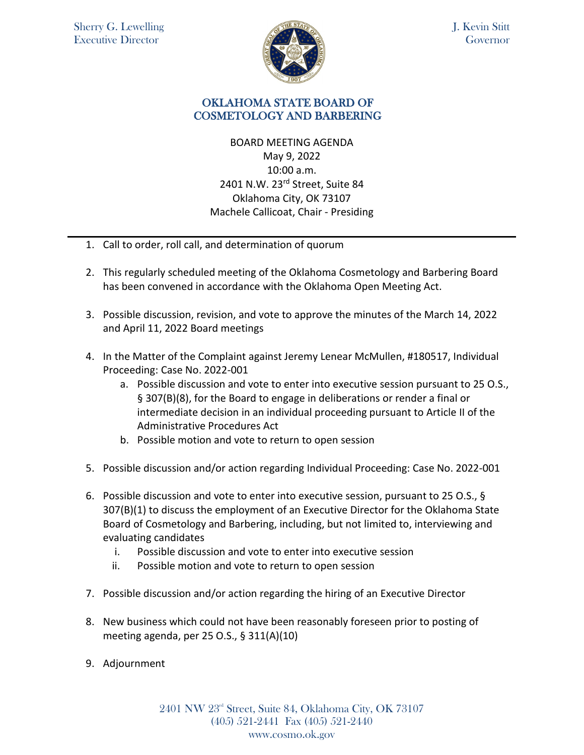Sherry G. Lewelling
Executive Director

J. Kevin Stitt
Governor

# OKLAHOMA STATE BOARD OF COSMETOLOGY AND BARBERING

BOARD MEETING AGENDA
May 9, 2022
10:00 a.m.
2401 N.W. 23rd Street, Suite 84
Oklahoma City, OK 73107
Machele Callicoat, Chair - Presiding

---

1. Call to order, roll call, and determination of quorum

2. This regularly scheduled meeting of the Oklahoma Cosmetology and Barbering Board has been convened in accordance with the Oklahoma Open Meeting Act.

3. Possible discussion, revision, and vote to approve the minutes of the March 14, 2022 and April 11, 2022 Board meetings

4. In the Matter of the Complaint against Jeremy Lenear McMullen, #180517, Individual Proceeding: Case No. 2022-001
   a. Possible discussion and vote to enter into executive session pursuant to 25 O.S., § 307(B)(8), for the Board to engage in deliberations or render a final or intermediate decision in an individual proceeding pursuant to Article II of the Administrative Procedures Act
   b. Possible motion and vote to return to open session

5. Possible discussion and/or action regarding Individual Proceeding: Case No. 2022-001

6. Possible discussion and vote to enter into executive session, pursuant to 25 O.S., § 307(B)(1) to discuss the employment of an Executive Director for the Oklahoma State Board of Cosmetology and Barbering, including, but not limited to, interviewing and evaluating candidates
   i. Possible discussion and vote to enter into executive session
   ii. Possible motion and vote to return to open session

7. Possible discussion and/or action regarding the hiring of an Executive Director

8. New business which could not have been reasonably foreseen prior to posting of meeting agenda, per 25 O.S., § 311(A)(10)

9. Adjournment

2401 NW 23rd Street, Suite 84, Oklahoma City, OK 73107
(405) 521-2441 Fax (405) 521-2440
www.cosmo.ok.gov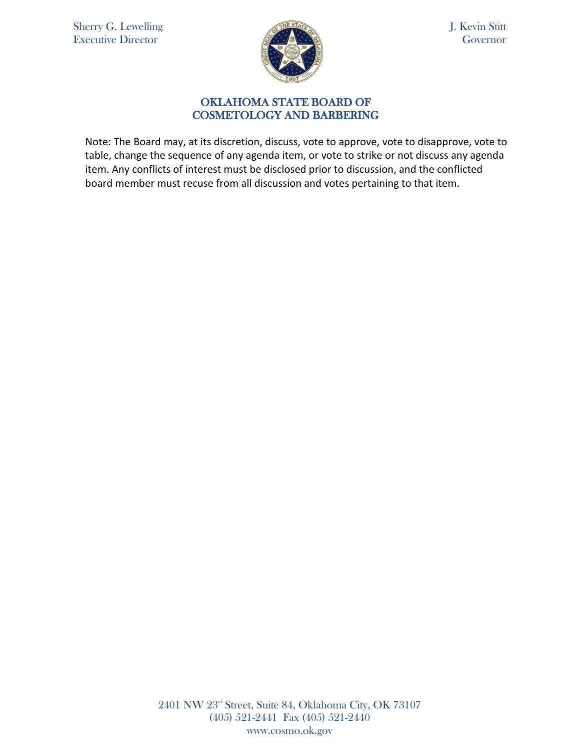Sherry G. Lewelling
Executive Director

J. Kevin Stitt
Governor

# OKLAHOMA STATE BOARD OF COSMETOLOGY AND BARBERING

Note: The Board may, at its discretion, discuss, vote to approve, vote to disapprove, vote to table, change the sequence of any agenda item, or vote to strike or not discuss any agenda item. Any conflicts of interest must be disclosed prior to discussion, and the conflicted board member must recuse from all discussion and votes pertaining to that item.

2401 NW 23rd Street, Suite 84, Oklahoma City, OK 73107
(405) 521-2441 Fax (405) 521-2440
www.cosmo.ok.gov